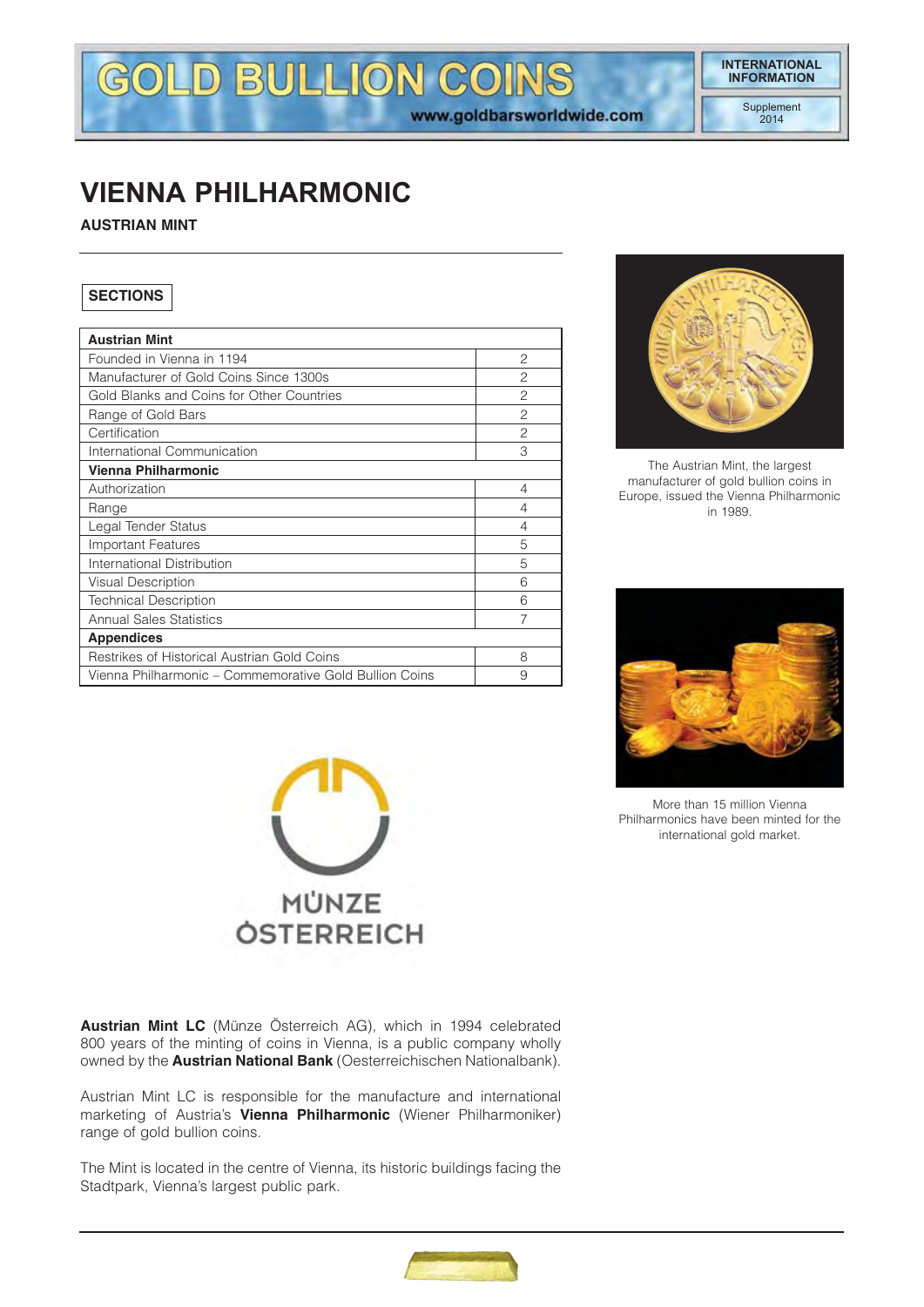# VIENNA PHILHARMONIC

**AUSTRIAN MINT**

## SECTIONS

| **Austrian Mint** | |
|---|---|
| Founded in Vienna in 1194 | 2 |
| Manufacturer of Gold Coins Since 1300s | 2 |
| Gold Blanks and Coins for Other Countries | 2 |
| Range of Gold Bars | 2 |
| Certification | 2 |
| International Communication | 3 |
| **Vienna Philharmonic** | |
| Authorization | 4 |
| Range | 4 |
| Legal Tender Status | 4 |
| Important Features | 5 |
| International Distribution | 5 |
| Visual Description | 6 |
| Technical Description | 6 |
| Annual Sales Statistics | 7 |
| **Appendices** | |
| Restrikes of Historical Austrian Gold Coins | 8 |
| Vienna Philharmonic – Commemorative Gold Bullion Coins | 9 |

The Austrian Mint, the largest manufacturer of gold bullion coins in Europe, issued the Vienna Philharmonic in 1989.

More than 15 million Vienna Philharmonics have been minted for the international gold market.

MÜNZE ÖSTERREICH

**Austrian Mint LC** (Münze Österreich AG), which in 1994 celebrated 800 years of the minting of coins in Vienna, is a public company wholly owned by the **Austrian National Bank** (Oesterreichischen Nationalbank).

Austrian Mint LC is responsible for the manufacture and international marketing of Austria's **Vienna Philharmonic** (Wiener Philharmoniker) range of gold bullion coins.

The Mint is located in the centre of Vienna, its historic buildings facing the Stadtpark, Vienna's largest public park.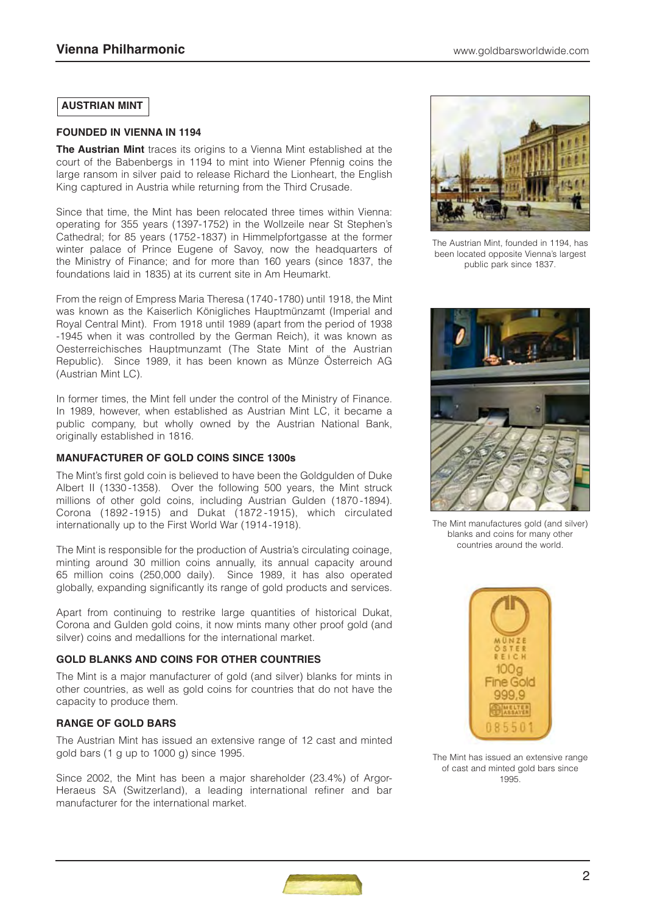## AUSTRIAN MINT

### FOUNDED IN VIENNA IN 1194

**The Austrian Mint** traces its origins to a Vienna Mint established at the court of the Babenbergs in 1194 to mint into Wiener Pfennig coins the large ransom in silver paid to release Richard the Lionheart, the English King captured in Austria while returning from the Third Crusade.

Since that time, the Mint has been relocated three times within Vienna: operating for 355 years (1397-1752) in the Wollzeile near St Stephen's Cathedral; for 85 years (1752-1837) in Himmelpfortgasse at the former winter palace of Prince Eugene of Savoy, now the headquarters of the Ministry of Finance; and for more than 160 years (since 1837, the foundations laid in 1835) at its current site in Am Heumarkt.

From the reign of Empress Maria Theresa (1740-1780) until 1918, the Mint was known as the Kaiserlich Königliches Hauptmünzamt (Imperial and Royal Central Mint). From 1918 until 1989 (apart from the period of 1938 -1945 when it was controlled by the German Reich), it was known as Oesterreichisches Hauptmunzamt (The State Mint of the Austrian Republic). Since 1989, it has been known as Münze Österreich AG (Austrian Mint LC).

In former times, the Mint fell under the control of the Ministry of Finance. In 1989, however, when established as Austrian Mint LC, it became a public company, but wholly owned by the Austrian National Bank, originally established in 1816.

### MANUFACTURER OF GOLD COINS SINCE 1300s

The Mint's first gold coin is believed to have been the Goldgulden of Duke Albert II (1330-1358). Over the following 500 years, the Mint struck millions of other gold coins, including Austrian Gulden (1870-1894). Corona (1892-1915) and Dukat (1872-1915), which circulated internationally up to the First World War (1914-1918).

The Mint is responsible for the production of Austria's circulating coinage, minting around 30 million coins annually, its annual capacity around 65 million coins (250,000 daily). Since 1989, it has also operated globally, expanding significantly its range of gold products and services.

Apart from continuing to restrike large quantities of historical Dukat, Corona and Gulden gold coins, it now mints many other proof gold (and silver) coins and medallions for the international market.

### GOLD BLANKS AND COINS FOR OTHER COUNTRIES

The Mint is a major manufacturer of gold (and silver) blanks for mints in other countries, as well as gold coins for countries that do not have the capacity to produce them.

### RANGE OF GOLD BARS

The Austrian Mint has issued an extensive range of 12 cast and minted gold bars (1 g up to 1000 g) since 1995.

Since 2002, the Mint has been a major shareholder (23.4%) of Argor-Heraeus SA (Switzerland), a leading international refiner and bar manufacturer for the international market.

The Austrian Mint, founded in 1194, has been located opposite Vienna's largest public park since 1837.

The Mint manufactures gold (and silver) blanks and coins for many other countries around the world.

The Mint has issued an extensive range of cast and minted gold bars since 1995.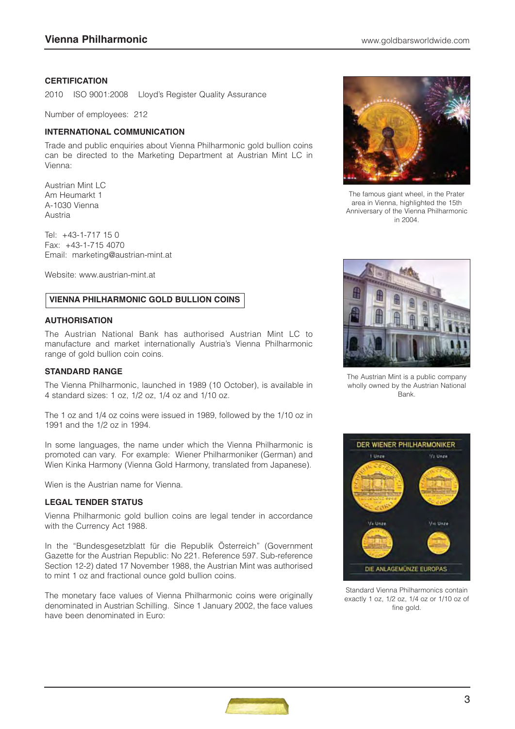### CERTIFICATION

2010 ISO 9001:2008 Lloyd's Register Quality Assurance

Number of employees: 212

### INTERNATIONAL COMMUNICATION

Trade and public enquiries about Vienna Philharmonic gold bullion coins can be directed to the Marketing Department at Austrian Mint LC in Vienna:

Austrian Mint LC
Am Heumarkt 1
A-1030 Vienna
Austria

Tel: +43-1-717 15 0
Fax: +43-1-715 4070
Email: marketing@austrian-mint.at

Website: www.austrian-mint.at

## VIENNA PHILHARMONIC GOLD BULLION COINS

### AUTHORISATION

The Austrian National Bank has authorised Austrian Mint LC to manufacture and market internationally Austria's Vienna Philharmonic range of gold bullion coin coins.

### STANDARD RANGE

The Vienna Philharmonic, launched in 1989 (10 October), is available in 4 standard sizes: 1 oz, 1/2 oz, 1/4 oz and 1/10 oz.

The 1 oz and 1/4 oz coins were issued in 1989, followed by the 1/10 oz in 1991 and the 1/2 oz in 1994.

In some languages, the name under which the Vienna Philharmonic is promoted can vary. For example: Wiener Philharmoniker (German) and Wien Kinka Harmony (Vienna Gold Harmony, translated from Japanese).

Wien is the Austrian name for Vienna.

### LEGAL TENDER STATUS

Vienna Philharmonic gold bullion coins are legal tender in accordance with the Currency Act 1988.

In the "Bundesgesetzblatt für die Republik Österreich" (Government Gazette for the Austrian Republic: No 221. Reference 597. Sub-reference Section 12-2) dated 17 November 1988, the Austrian Mint was authorised to mint 1 oz and fractional ounce gold bullion coins.

The monetary face values of Vienna Philharmonic coins were originally denominated in Austrian Schilling. Since 1 January 2002, the face values have been denominated in Euro:

The famous giant wheel, in the Prater area in Vienna, highlighted the 15th Anniversary of the Vienna Philharmonic in 2004.

The Austrian Mint is a public company wholly owned by the Austrian National Bank.

Standard Vienna Philharmonics contain exactly 1 oz, 1/2 oz, 1/4 oz or 1/10 oz of fine gold.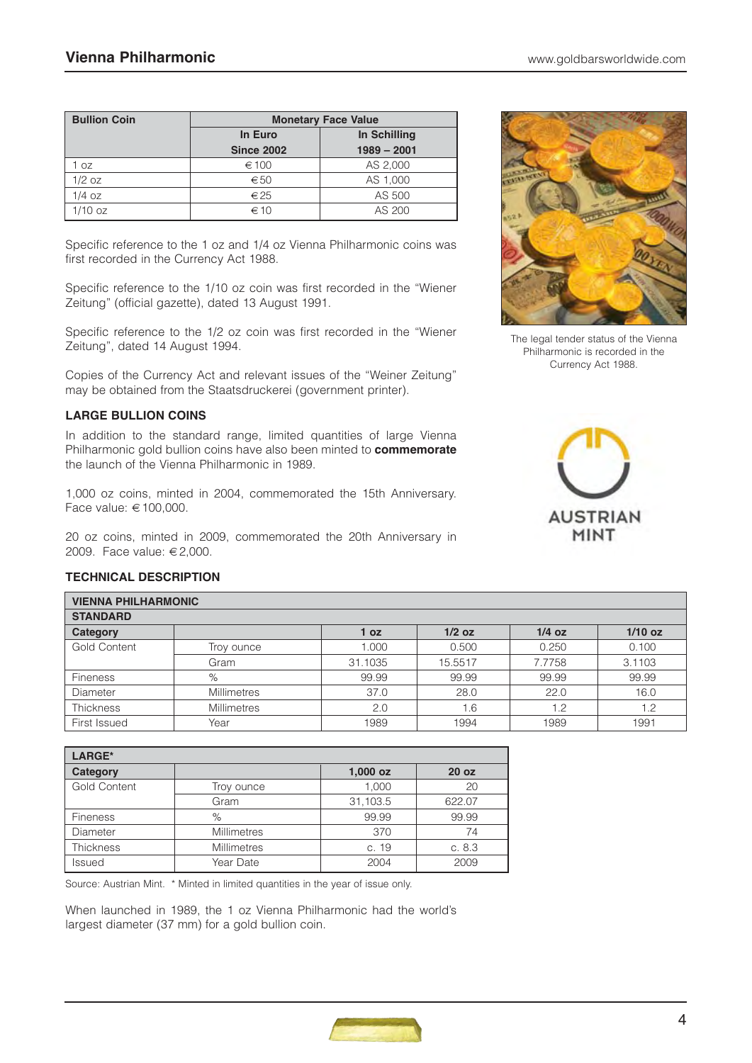## Vienna Philharmonic

| Bullion Coin | Monetary Face Value | |
|---|---|---|
| | In Euro Since 2002 | In Schilling 1989 – 2001 |
| 1 oz | € 100 | AS 2,000 |
| 1/2 oz | € 50 | AS 1,000 |
| 1/4 oz | € 25 | AS 500 |
| 1/10 oz | € 10 | AS 200 |

Specific reference to the 1 oz and 1/4 oz Vienna Philharmonic coins was first recorded in the Currency Act 1988.

Specific reference to the 1/10 oz coin was first recorded in the "Wiener Zeitung" (official gazette), dated 13 August 1991.

Specific reference to the 1/2 oz coin was first recorded in the "Wiener Zeitung", dated 14 August 1994.

Copies of the Currency Act and relevant issues of the "Weiner Zeitung" may be obtained from the Staatsdruckerei (government printer).

The legal tender status of the Vienna Philharmonic is recorded in the Currency Act 1988.

### LARGE BULLION COINS

In addition to the standard range, limited quantities of large Vienna Philharmonic gold bullion coins have also been minted to **commemorate** the launch of the Vienna Philharmonic in 1989.

1,000 oz coins, minted in 2004, commemorated the 15th Anniversary. Face value: € 100,000.

20 oz coins, minted in 2009, commemorated the 20th Anniversary in 2009. Face value: € 2,000.

AUSTRIAN MINT

### TECHNICAL DESCRIPTION

| VIENNA PHILHARMONIC STANDARD | | | | | |
|---|---|---|---|---|---|
| Category | | 1 oz | 1/2 oz | 1/4 oz | 1/10 oz |
| Gold Content | Troy ounce | 1.000 | 0.500 | 0.250 | 0.100 |
| | Gram | 31.1035 | 15.5517 | 7.7758 | 3.1103 |
| Fineness | % | 99.99 | 99.99 | 99.99 | 99.99 |
| Diameter | Millimetres | 37.0 | 28.0 | 22.0 | 16.0 |
| Thickness | Millimetres | 2.0 | 1.6 | 1.2 | 1.2 |
| First Issued | Year | 1989 | 1994 | 1989 | 1991 |

| LARGE* | | | |
|---|---|---|---|
| Category | | 1,000 oz | 20 oz |
| Gold Content | Troy ounce | 1,000 | 20 |
| | Gram | 31,103.5 | 622.07 |
| Fineness | % | 99.99 | 99.99 |
| Diameter | Millimetres | 370 | 74 |
| Thickness | Millimetres | c. 19 | c. 8.3 |
| Issued | Year Date | 2004 | 2009 |

Source: Austrian Mint. * Minted in limited quantities in the year of issue only.

When launched in 1989, the 1 oz Vienna Philharmonic had the world's largest diameter (37 mm) for a gold bullion coin.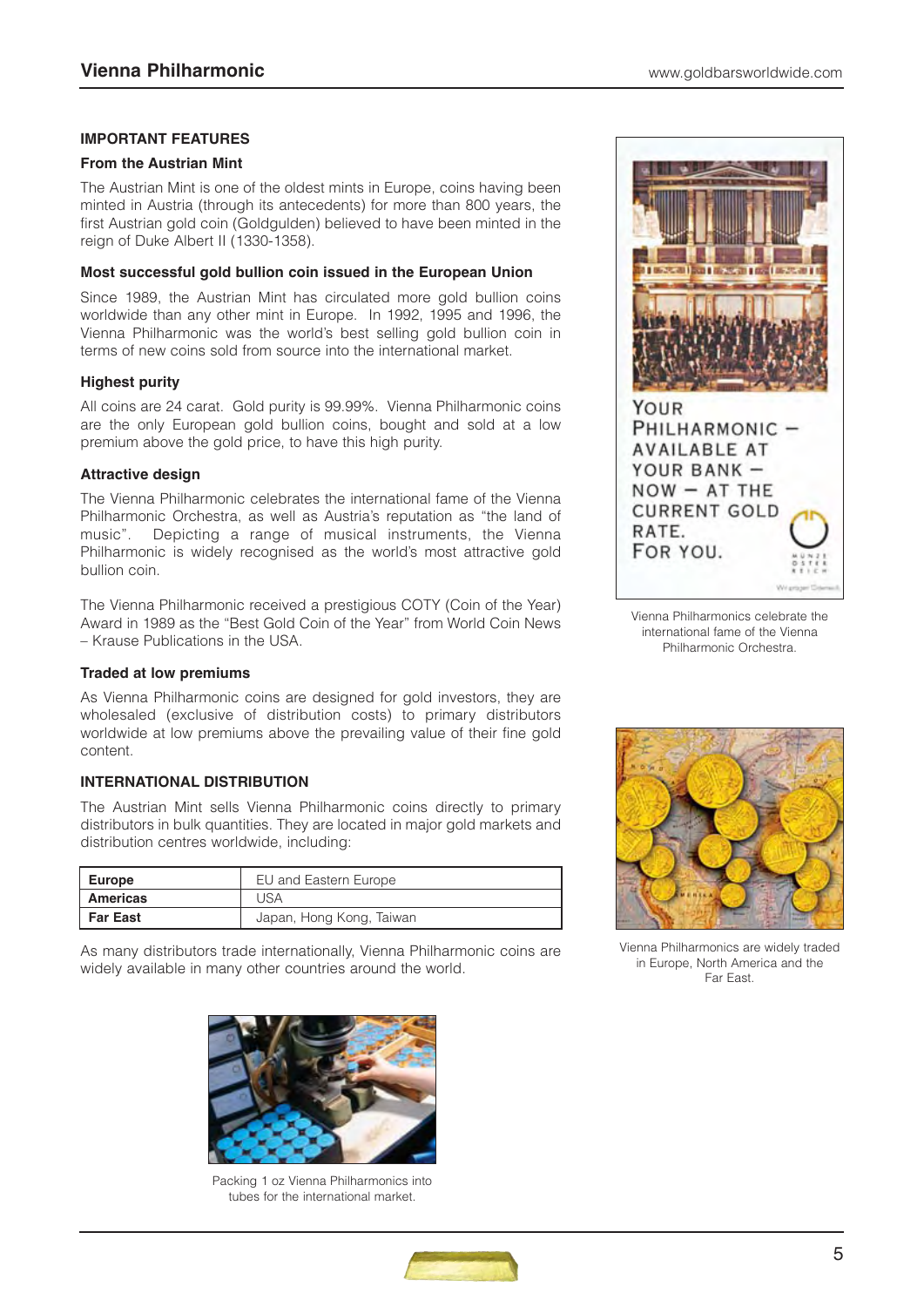## IMPORTANT FEATURES

### From the Austrian Mint

The Austrian Mint is one of the oldest mints in Europe, coins having been minted in Austria (through its antecedents) for more than 800 years, the first Austrian gold coin (Goldgulden) believed to have been minted in the reign of Duke Albert II (1330-1358).

### Most successful gold bullion coin issued in the European Union

Since 1989, the Austrian Mint has circulated more gold bullion coins worldwide than any other mint in Europe. In 1992, 1995 and 1996, the Vienna Philharmonic was the world's best selling gold bullion coin in terms of new coins sold from source into the international market.

### Highest purity

All coins are 24 carat. Gold purity is 99.99%. Vienna Philharmonic coins are the only European gold bullion coins, bought and sold at a low premium above the gold price, to have this high purity.

### Attractive design

The Vienna Philharmonic celebrates the international fame of the Vienna Philharmonic Orchestra, as well as Austria's reputation as "the land of music". Depicting a range of musical instruments, the Vienna Philharmonic is widely recognised as the world's most attractive gold bullion coin.

The Vienna Philharmonic received a prestigious COTY (Coin of the Year) Award in 1989 as the "Best Gold Coin of the Year" from World Coin News – Krause Publications in the USA.

### Traded at low premiums

As Vienna Philharmonic coins are designed for gold investors, they are wholesaled (exclusive of distribution costs) to primary distributors worldwide at low premiums above the prevailing value of their fine gold content.

## INTERNATIONAL DISTRIBUTION

The Austrian Mint sells Vienna Philharmonic coins directly to primary distributors in bulk quantities. They are located in major gold markets and distribution centres worldwide, including:

| Europe | EU and Eastern Europe |
|---|---|
| **Americas** | USA |
| **Far East** | Japan, Hong Kong, Taiwan |

As many distributors trade internationally, Vienna Philharmonic coins are widely available in many other countries around the world.

Packing 1 oz Vienna Philharmonics into tubes for the international market.

YOUR PHILHARMONIC – AVAILABLE AT YOUR BANK – NOW – AT THE CURRENT GOLD RATE. FOR YOU.

Vienna Philharmonics celebrate the international fame of the Vienna Philharmonic Orchestra.

Vienna Philharmonics are widely traded in Europe, North America and the Far East.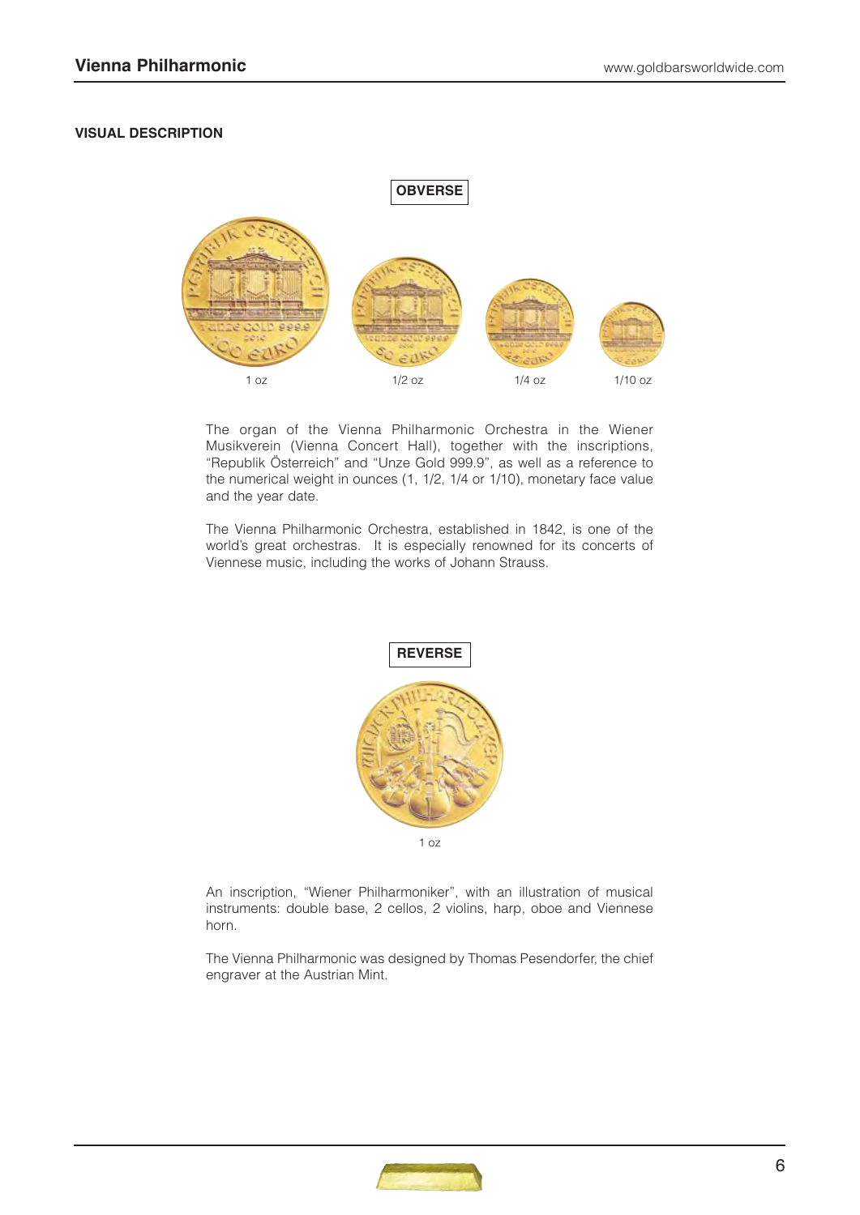## VISUAL DESCRIPTION

**OBVERSE**

1 oz 1/2 oz 1/4 oz 1/10 oz

The organ of the Vienna Philharmonic Orchestra in the Wiener Musikverein (Vienna Concert Hall), together with the inscriptions, "Republik Österreich" and "Unze Gold 999.9", as well as a reference to the numerical weight in ounces (1, 1/2, 1/4 or 1/10), monetary face value and the year date.

The Vienna Philharmonic Orchestra, established in 1842, is one of the world's great orchestras. It is especially renowned for its concerts of Viennese music, including the works of Johann Strauss.

**REVERSE**

1 oz

An inscription, "Wiener Philharmoniker", with an illustration of musical instruments: double base, 2 cellos, 2 violins, harp, oboe and Viennese horn.

The Vienna Philharmonic was designed by Thomas Pesendorfer, the chief engraver at the Austrian Mint.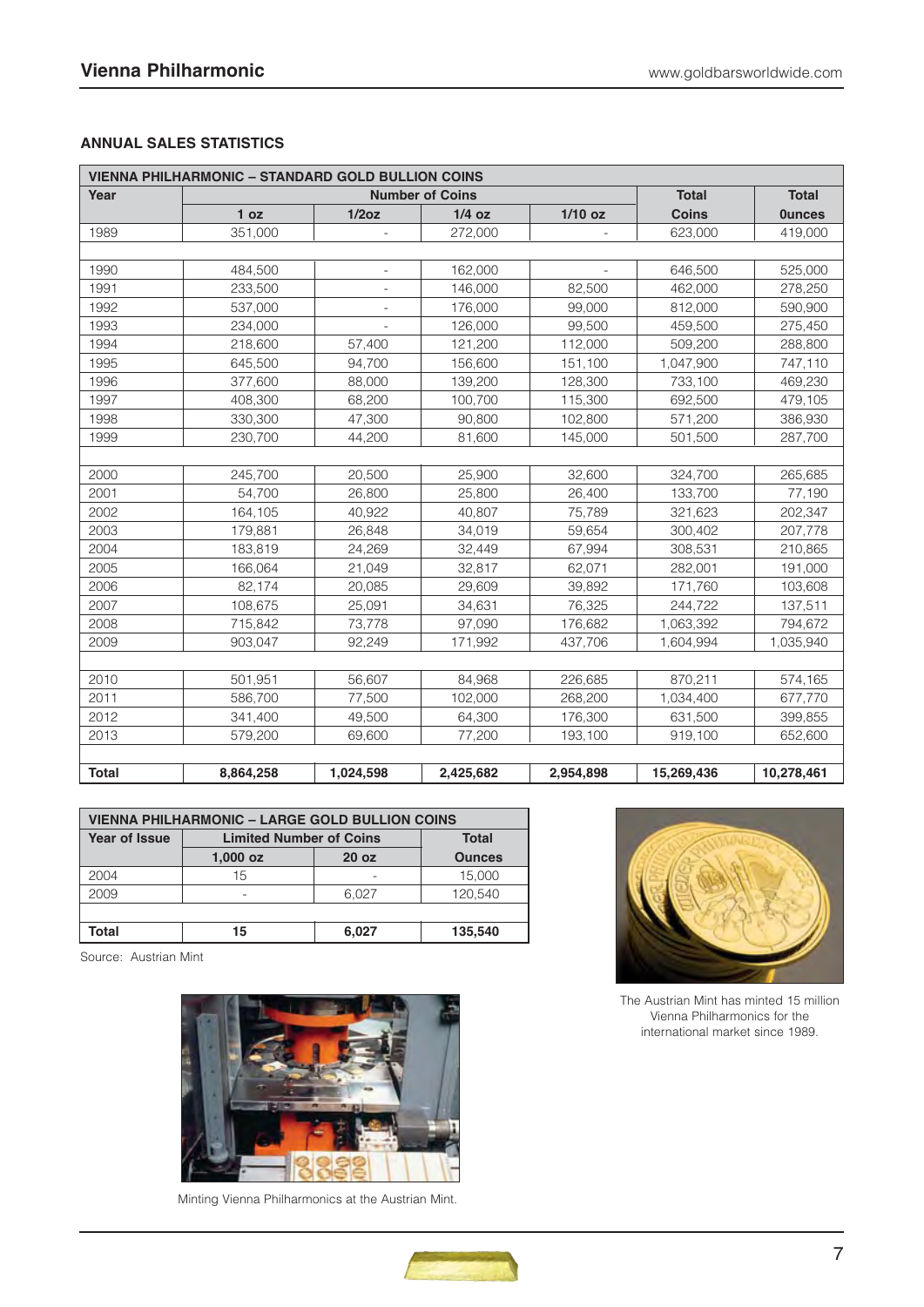## ANNUAL SALES STATISTICS

| VIENNA PHILHARMONIC – STANDARD GOLD BULLION COINS | | | | | | |
|---|---|---|---|---|---|---|
| Year | Number of Coins | | | | Total | Total |
| | 1 oz | 1/2oz | 1/4 oz | 1/10 oz | Coins | 0unces |
| 1989 | 351,000 | - | 272,000 | - | 623,000 | 419,000 |
| | | | | | | |
| 1990 | 484,500 | - | 162,000 | - | 646,500 | 525,000 |
| 1991 | 233,500 | - | 146,000 | 82,500 | 462,000 | 278,250 |
| 1992 | 537,000 | - | 176,000 | 99,000 | 812,000 | 590,900 |
| 1993 | 234,000 | - | 126,000 | 99,500 | 459,500 | 275,450 |
| 1994 | 218,600 | 57,400 | 121,200 | 112,000 | 509,200 | 288,800 |
| 1995 | 645,500 | 94,700 | 156,600 | 151,100 | 1,047,900 | 747,110 |
| 1996 | 377,600 | 88,000 | 139,200 | 128,300 | 733,100 | 469,230 |
| 1997 | 408,300 | 68,200 | 100,700 | 115,300 | 692,500 | 479,105 |
| 1998 | 330,300 | 47,300 | 90,800 | 102,800 | 571,200 | 386,930 |
| 1999 | 230,700 | 44,200 | 81,600 | 145,000 | 501,500 | 287,700 |
| | | | | | | |
| 2000 | 245,700 | 20,500 | 25,900 | 32,600 | 324,700 | 265,685 |
| 2001 | 54,700 | 26,800 | 25,800 | 26,400 | 133,700 | 77,190 |
| 2002 | 164,105 | 40,922 | 40,807 | 75,789 | 321,623 | 202,347 |
| 2003 | 179,881 | 26,848 | 34,019 | 59,654 | 300,402 | 207,778 |
| 2004 | 183,819 | 24,269 | 32,449 | 67,994 | 308,531 | 210,865 |
| 2005 | 166,064 | 21,049 | 32,817 | 62,071 | 282,001 | 191,000 |
| 2006 | 82,174 | 20,085 | 29,609 | 39,892 | 171,760 | 103,608 |
| 2007 | 108,675 | 25,091 | 34,631 | 76,325 | 244,722 | 137,511 |
| 2008 | 715,842 | 73,778 | 97,090 | 176,682 | 1,063,392 | 794,672 |
| 2009 | 903,047 | 92,249 | 171,992 | 437,706 | 1,604,994 | 1,035,940 |
| | | | | | | |
| 2010 | 501,951 | 56,607 | 84,968 | 226,685 | 870,211 | 574,165 |
| 2011 | 586,700 | 77,500 | 102,000 | 268,200 | 1,034,400 | 677,770 |
| 2012 | 341,400 | 49,500 | 64,300 | 176,300 | 631,500 | 399,855 |
| 2013 | 579,200 | 69,600 | 77,200 | 193,100 | 919,100 | 652,600 |
| | | | | | | |
| **Total** | **8,864,258** | **1,024,598** | **2,425,682** | **2,954,898** | **15,269,436** | **10,278,461** |

| VIENNA PHILHARMONIC – LARGE GOLD BULLION COINS | | | |
|---|---|---|---|
| Year of Issue | Limited Number of Coins | | Total |
| | 1,000 oz | 20 oz | Ounces |
| 2004 | 15 | - | 15,000 |
| 2009 | - | 6,027 | 120,540 |
| | | | |
| **Total** | **15** | **6,027** | **135,540** |

Source: Austrian Mint

Minting Vienna Philharmonics at the Austrian Mint.

The Austrian Mint has minted 15 million Vienna Philharmonics for the international market since 1989.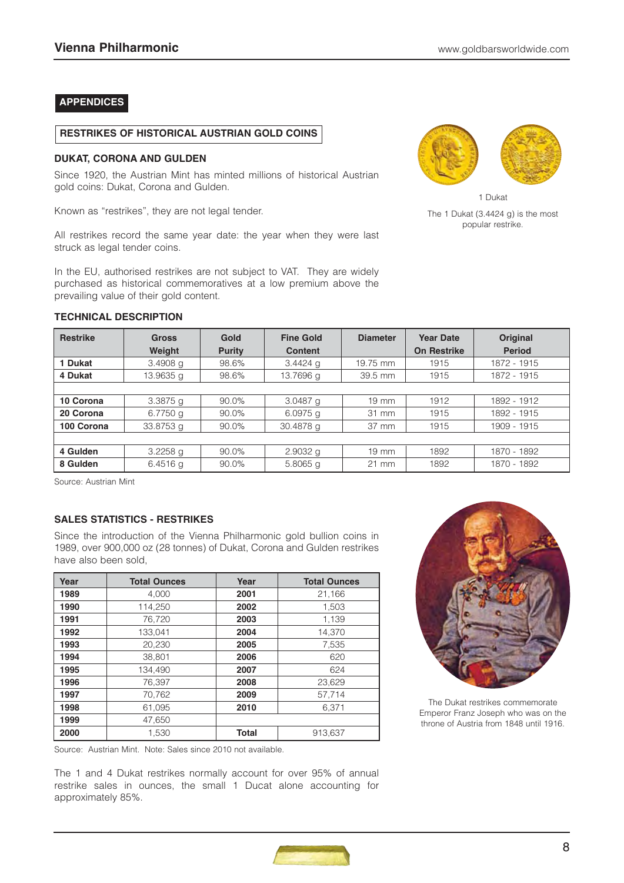## APPENDICES

### RESTRIKES OF HISTORICAL AUSTRIAN GOLD COINS

#### DUKAT, CORONA AND GULDEN

Since 1920, the Austrian Mint has minted millions of historical Austrian gold coins: Dukat, Corona and Gulden.

Known as "restrikes", they are not legal tender.

All restrikes record the same year date: the year when they were last struck as legal tender coins.

In the EU, authorised restrikes are not subject to VAT. They are widely purchased as historical commemoratives at a low premium above the prevailing value of their gold content.

1 Dukat

The 1 Dukat (3.4424 g) is the most popular restrike.

#### TECHNICAL DESCRIPTION

| Restrike | Gross Weight | Gold Purity | Fine Gold Content | Diameter | Year Date On Restrike | Original Period |
|---|---|---|---|---|---|---|
| **1 Dukat** | 3.4908 g | 98.6% | 3.4424 g | 19.75 mm | 1915 | 1872 - 1915 |
| **4 Dukat** | 13.9635 g | 98.6% | 13.7696 g | 39.5 mm | 1915 | 1872 - 1915 |
| | | | | | | |
| **10 Corona** | 3.3875 g | 90.0% | 3.0487 g | 19 mm | 1912 | 1892 - 1912 |
| **20 Corona** | 6.7750 g | 90.0% | 6.0975 g | 31 mm | 1915 | 1892 - 1915 |
| **100 Corona** | 33.8753 g | 90.0% | 30.4878 g | 37 mm | 1915 | 1909 - 1915 |
| | | | | | | |
| **4 Gulden** | 3.2258 g | 90.0% | 2.9032 g | 19 mm | 1892 | 1870 - 1892 |
| **8 Gulden** | 6.4516 g | 90.0% | 5.8065 g | 21 mm | 1892 | 1870 - 1892 |

Source: Austrian Mint

#### SALES STATISTICS - RESTRIKES

Since the introduction of the Vienna Philharmonic gold bullion coins in 1989, over 900,000 oz (28 tonnes) of Dukat, Corona and Gulden restrikes have also been sold,

| Year | Total Ounces | Year | Total Ounces |
|---|---|---|---|
| **1989** | 4,000 | **2001** | 21,166 |
| **1990** | 114,250 | **2002** | 1,503 |
| **1991** | 76,720 | **2003** | 1,139 |
| **1992** | 133,041 | **2004** | 14,370 |
| **1993** | 20,230 | **2005** | 7,535 |
| **1994** | 38,801 | **2006** | 620 |
| **1995** | 134,490 | **2007** | 624 |
| **1996** | 76,397 | **2008** | 23,629 |
| **1997** | 70,762 | **2009** | 57,714 |
| **1998** | 61,095 | **2010** | 6,371 |
| **1999** | 47,650 | | |
| **2000** | 1,530 | **Total** | 913,637 |

Source: Austrian Mint. Note: Sales since 2010 not available.

The 1 and 4 Dukat restrikes normally account for over 95% of annual restrike sales in ounces, the small 1 Ducat alone accounting for approximately 85%.

The Dukat restrikes commemorate Emperor Franz Joseph who was on the throne of Austria from 1848 until 1916.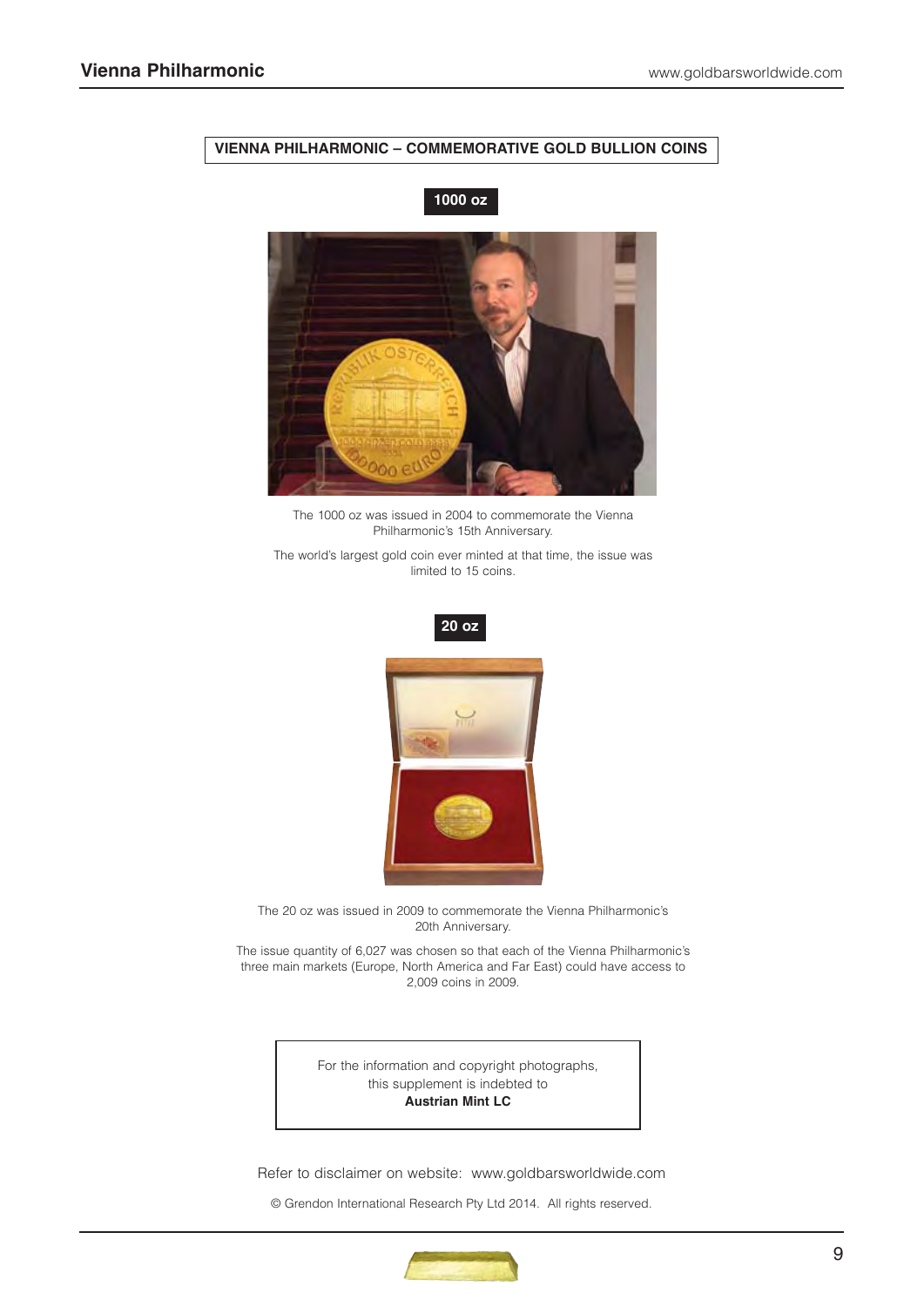## VIENNA PHILHARMONIC – COMMEMORATIVE GOLD BULLION COINS

### 1000 oz

The 1000 oz was issued in 2004 to commemorate the Vienna Philharmonic's 15th Anniversary.

The world's largest gold coin ever minted at that time, the issue was limited to 15 coins.

### 20 oz

The 20 oz was issued in 2009 to commemorate the Vienna Philharmonic's 20th Anniversary.

The issue quantity of 6,027 was chosen so that each of the Vienna Philharmonic's three main markets (Europe, North America and Far East) could have access to 2,009 coins in 2009.

For the information and copyright photographs, this supplement is indebted to **Austrian Mint LC**

Refer to disclaimer on website: www.goldbarsworldwide.com

© Grendon International Research Pty Ltd 2014. All rights reserved.